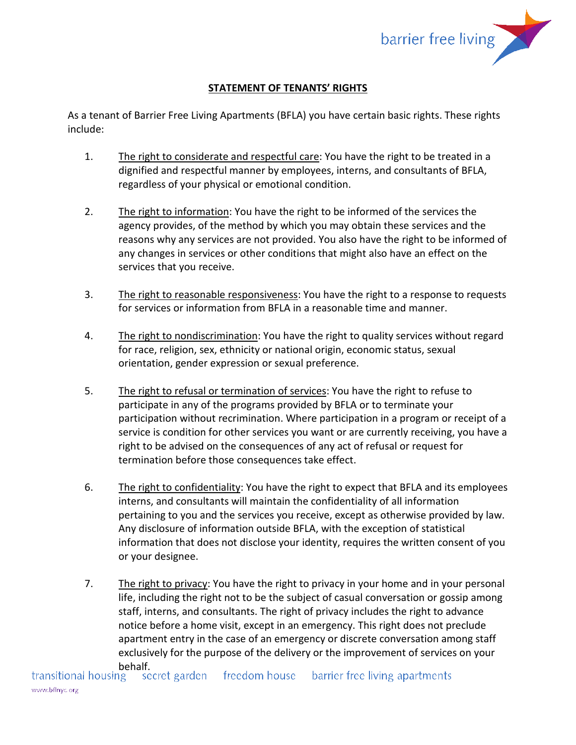## STATEMENT OF TENANTS' RIGHTS

As a tenant of Barrier Free Living Apartments (BFLA) you have certain basic rights. These rights include:

1. The right to considerate and respectful care: You have the right to be treated in a dignified and respectful manner by employees, interns, and consultants of BFLA, regardless of your physical or emotional condition.

2. The right to information: You have the right to be informed of the services the agency provides, of the method by which you may obtain these services and the reasons why any services are not provided. You also have the right to be informed of any changes in services or other conditions that might also have an effect on the services that you receive.

3. The right to reasonable responsiveness: You have the right to a response to requests for services or information from BFLA in a reasonable time and manner.

4. The right to nondiscrimination: You have the right to quality services without regard for race, religion, sex, ethnicity or national origin, economic status, sexual orientation, gender expression or sexual preference.

5. The right to refusal or termination of services: You have the right to refuse to participate in any of the programs provided by BFLA or to terminate your participation without recrimination. Where participation in a program or receipt of a service is condition for other services you want or are currently receiving, you have a right to be advised on the consequences of any act of refusal or request for termination before those consequences take effect.

6. The right to confidentiality: You have the right to expect that BFLA and its employees interns, and consultants will maintain the confidentiality of all information pertaining to you and the services you receive, except as otherwise provided by law. Any disclosure of information outside BFLA, with the exception of statistical information that does not disclose your identity, requires the written consent of you or your designee.

7. The right to privacy: You have the right to privacy in your home and in your personal life, including the right not to be the subject of casual conversation or gossip among staff, interns, and consultants. The right of privacy includes the right to advance notice before a home visit, except in an emergency. This right does not preclude apartment entry in the case of an emergency or discrete conversation among staff exclusively for the purpose of the delivery or the improvement of services on your behalf.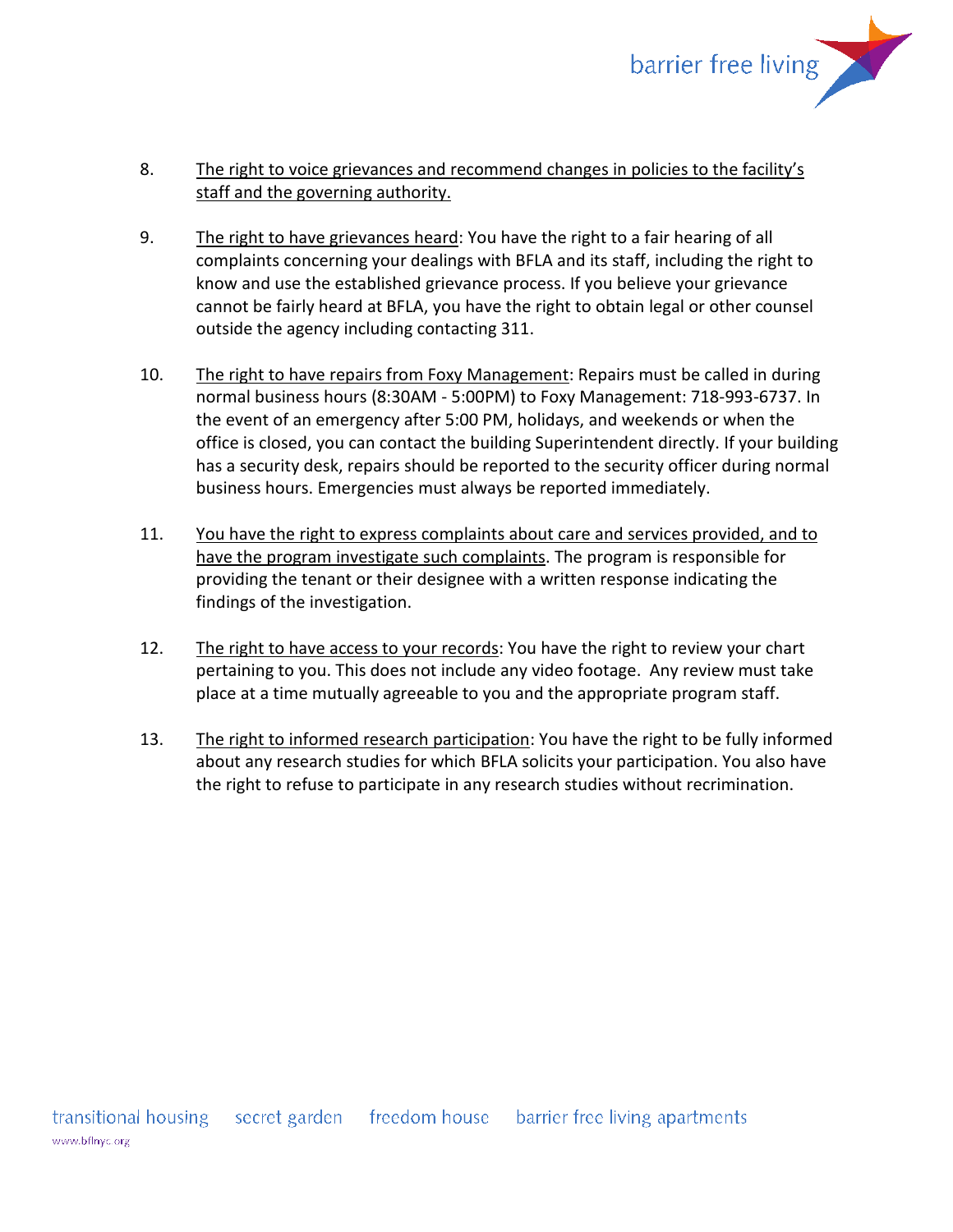8. <u>The right to voice grievances and recommend changes in policies to the facility's staff and the governing authority.</u>

9. <u>The right to have grievances heard</u>: You have the right to a fair hearing of all complaints concerning your dealings with BFLA and its staff, including the right to know and use the established grievance process. If you believe your grievance cannot be fairly heard at BFLA, you have the right to obtain legal or other counsel outside the agency including contacting 311.

10. <u>The right to have repairs from Foxy Management</u>: Repairs must be called in during normal business hours (8:30AM - 5:00PM) to Foxy Management: 718-993-6737. In the event of an emergency after 5:00 PM, holidays, and weekends or when the office is closed, you can contact the building Superintendent directly. If your building has a security desk, repairs should be reported to the security officer during normal business hours. Emergencies must always be reported immediately.

11. <u>You have the right to express complaints about care and services provided, and to have the program investigate such complaints</u>. The program is responsible for providing the tenant or their designee with a written response indicating the findings of the investigation.

12. <u>The right to have access to your records</u>: You have the right to review your chart pertaining to you. This does not include any video footage. Any review must take place at a time mutually agreeable to you and the appropriate program staff.

13. <u>The right to informed research participation</u>: You have the right to be fully informed about any research studies for which BFLA solicits your participation. You also have the right to refuse to participate in any research studies without recrimination.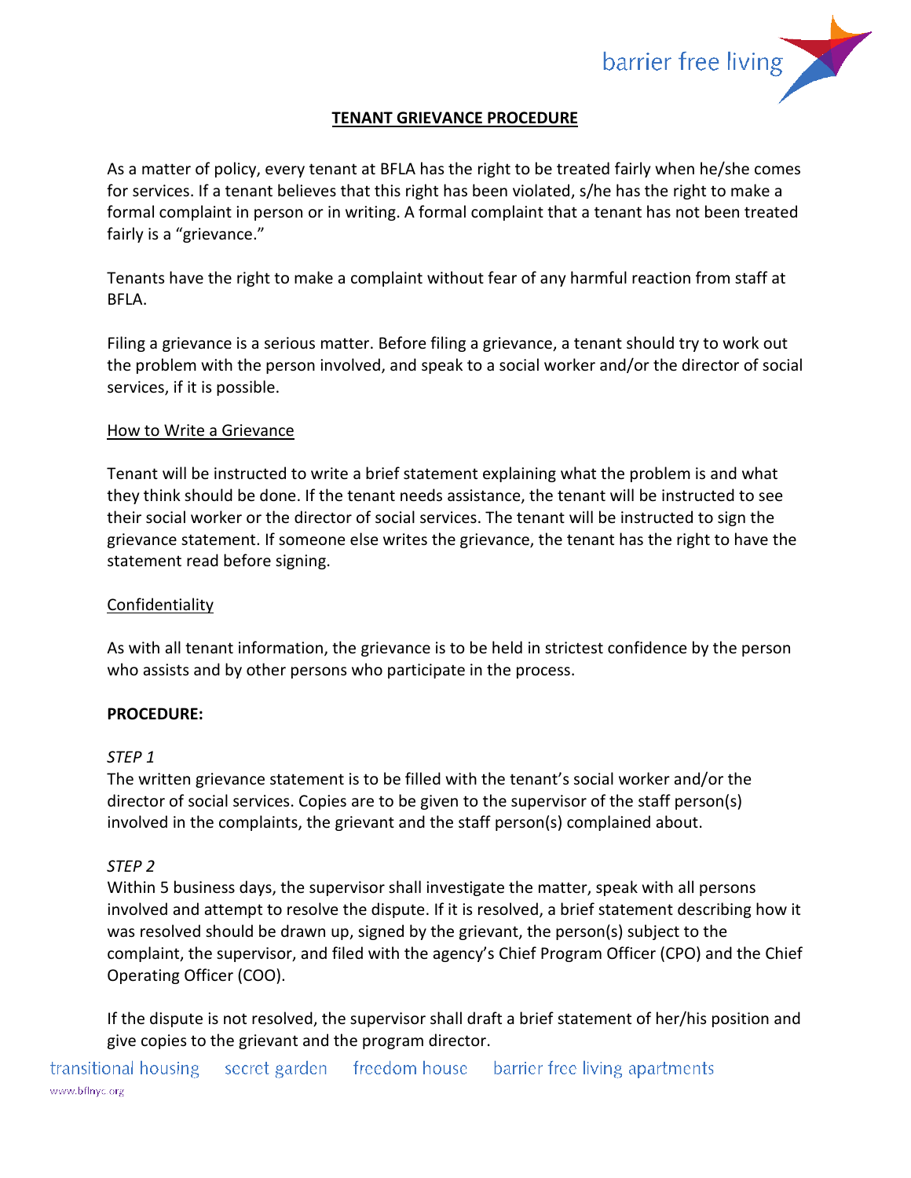# TENANT GRIEVANCE PROCEDURE

As a matter of policy, every tenant at BFLA has the right to be treated fairly when he/she comes for services. If a tenant believes that this right has been violated, s/he has the right to make a formal complaint in person or in writing. A formal complaint that a tenant has not been treated fairly is a "grievance."

Tenants have the right to make a complaint without fear of any harmful reaction from staff at BFLA.

Filing a grievance is a serious matter. Before filing a grievance, a tenant should try to work out the problem with the person involved, and speak to a social worker and/or the director of social services, if it is possible.

## How to Write a Grievance

Tenant will be instructed to write a brief statement explaining what the problem is and what they think should be done. If the tenant needs assistance, the tenant will be instructed to see their social worker or the director of social services. The tenant will be instructed to sign the grievance statement. If someone else writes the grievance, the tenant has the right to have the statement read before signing.

## Confidentiality

As with all tenant information, the grievance is to be held in strictest confidence by the person who assists and by other persons who participate in the process.

## PROCEDURE:

*STEP 1*

The written grievance statement is to be filled with the tenant's social worker and/or the director of social services. Copies are to be given to the supervisor of the staff person(s) involved in the complaints, the grievant and the staff person(s) complained about.

*STEP 2*

Within 5 business days, the supervisor shall investigate the matter, speak with all persons involved and attempt to resolve the dispute. If it is resolved, a brief statement describing how it was resolved should be drawn up, signed by the grievant, the person(s) subject to the complaint, the supervisor, and filed with the agency's Chief Program Officer (CPO) and the Chief Operating Officer (COO).

If the dispute is not resolved, the supervisor shall draft a brief statement of her/his position and give copies to the grievant and the program director.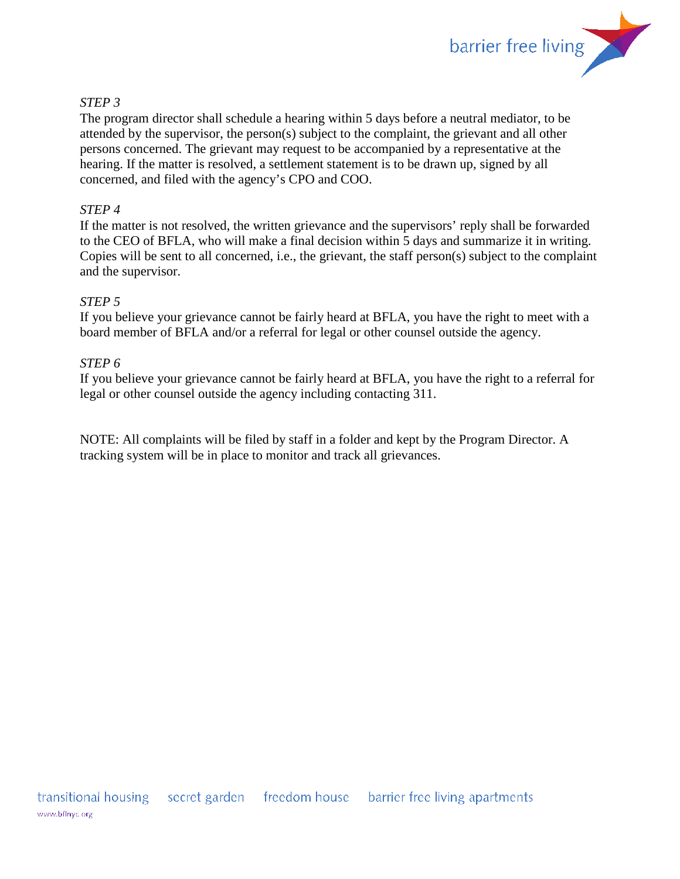*STEP 3*

The program director shall schedule a hearing within 5 days before a neutral mediator, to be attended by the supervisor, the person(s) subject to the complaint, the grievant and all other persons concerned. The grievant may request to be accompanied by a representative at the hearing. If the matter is resolved, a settlement statement is to be drawn up, signed by all concerned, and filed with the agency's CPO and COO.

*STEP 4*

If the matter is not resolved, the written grievance and the supervisors' reply shall be forwarded to the CEO of BFLA, who will make a final decision within 5 days and summarize it in writing. Copies will be sent to all concerned, i.e., the grievant, the staff person(s) subject to the complaint and the supervisor.

*STEP 5*

If you believe your grievance cannot be fairly heard at BFLA, you have the right to meet with a board member of BFLA and/or a referral for legal or other counsel outside the agency.

*STEP 6*

If you believe your grievance cannot be fairly heard at BFLA, you have the right to a referral for legal or other counsel outside the agency including contacting 311.

NOTE: All complaints will be filed by staff in a folder and kept by the Program Director. A tracking system will be in place to monitor and track all grievances.